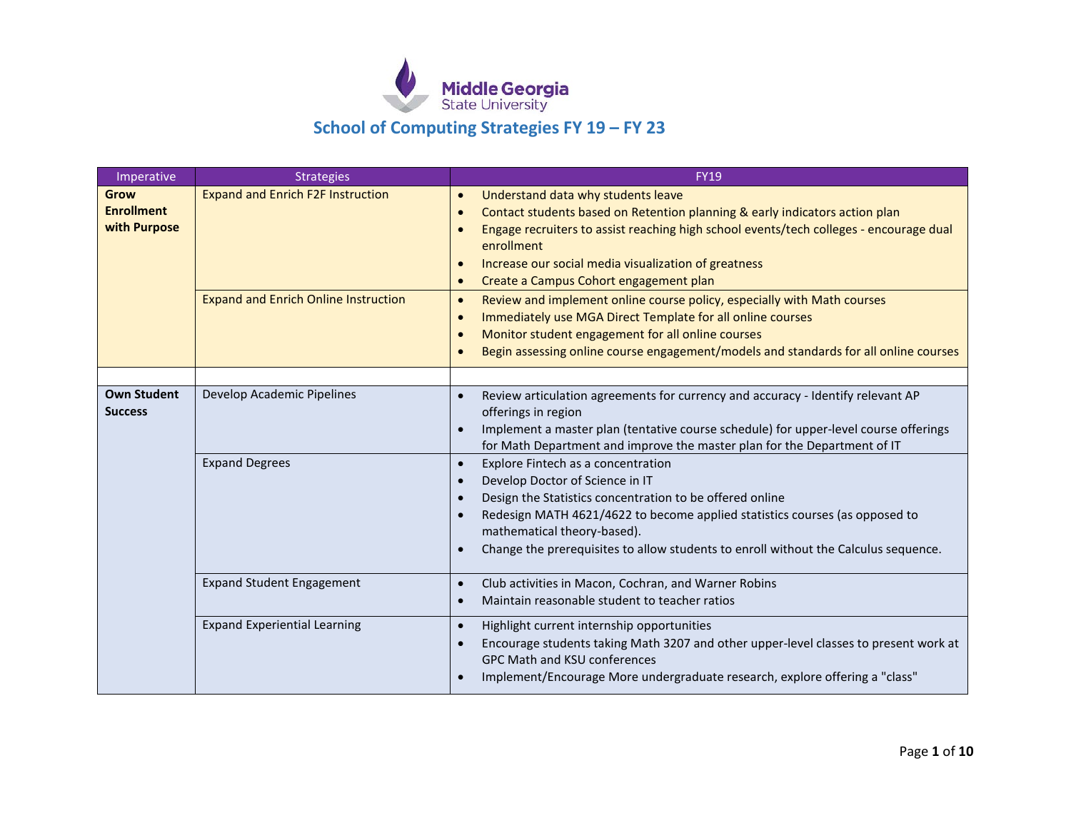Middle Georgia State University

# School of Computing Strategies FY 19 – FY 23

| Imperative | Strategies | FY19 |
|---|---|---|
| **Grow Enrollment with Purpose** | Expand and Enrich F2F Instruction | • Understand data why students leave<br>• Contact students based on Retention planning & early indicators action plan<br>• Engage recruiters to assist reaching high school events/tech colleges - encourage dual enrollment<br>• Increase our social media visualization of greatness<br>• Create a Campus Cohort engagement plan |
| | Expand and Enrich Online Instruction | • Review and implement online course policy, especially with Math courses<br>• Immediately use MGA Direct Template for all online courses<br>• Monitor student engagement for all online courses<br>• Begin assessing online course engagement/models and standards for all online courses |
| | | |
| **Own Student Success** | Develop Academic Pipelines | • Review articulation agreements for currency and accuracy - Identify relevant AP offerings in region<br>• Implement a master plan (tentative course schedule) for upper-level course offerings for Math Department and improve the master plan for the Department of IT |
| | Expand Degrees | • Explore Fintech as a concentration<br>• Develop Doctor of Science in IT<br>• Design the Statistics concentration to be offered online<br>• Redesign MATH 4621/4622 to become applied statistics courses (as opposed to mathematical theory-based).<br>• Change the prerequisites to allow students to enroll without the Calculus sequence. |
| | Expand Student Engagement | • Club activities in Macon, Cochran, and Warner Robins<br>• Maintain reasonable student to teacher ratios |
| | Expand Experiential Learning | • Highlight current internship opportunities<br>• Encourage students taking Math 3207 and other upper-level classes to present work at GPC Math and KSU conferences<br>• Implement/Encourage More undergraduate research, explore offering a "class" |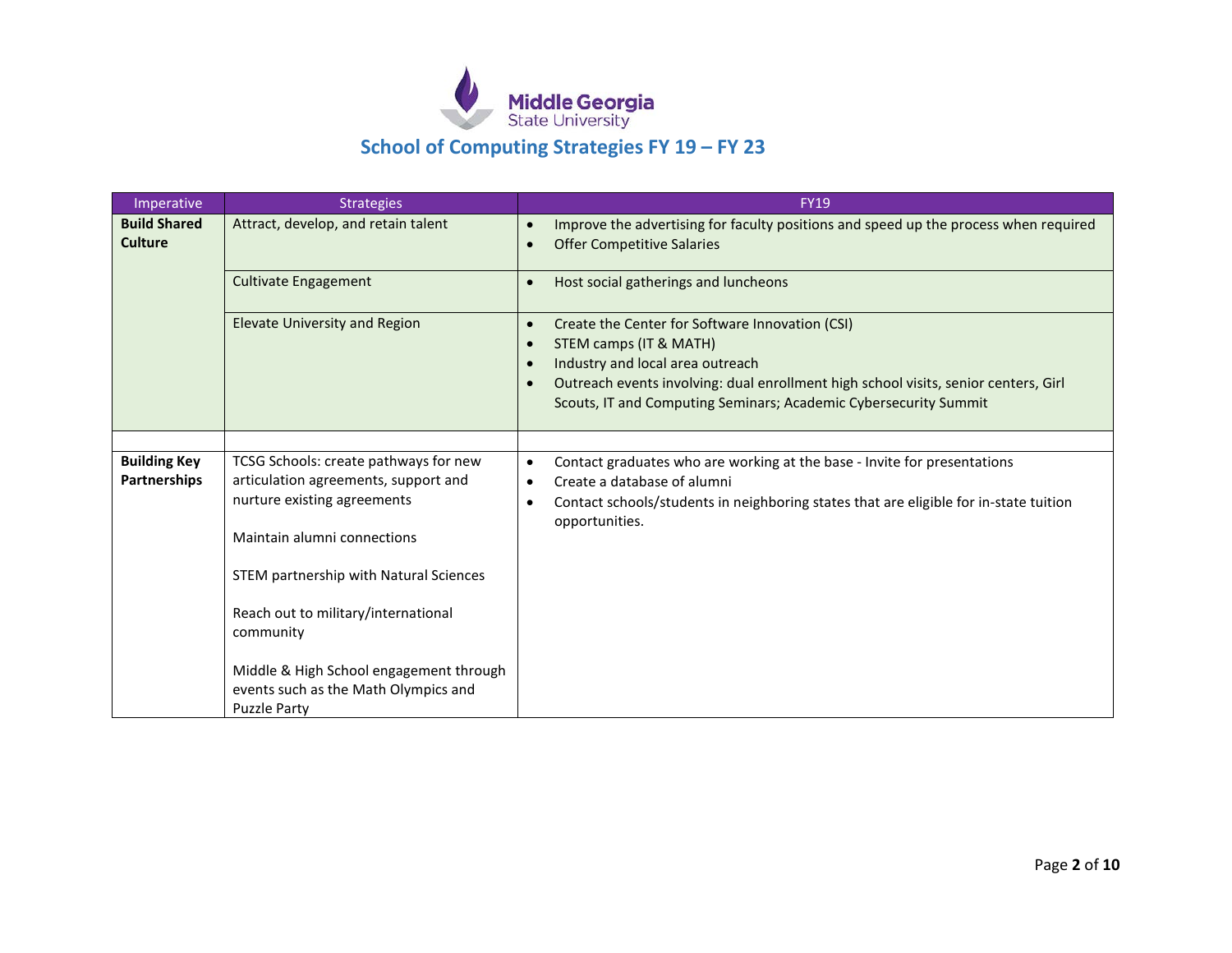Middle Georgia State University

# School of Computing Strategies FY 19 – FY 23

| Imperative | Strategies | FY19 |
|---|---|---|
| **Build Shared Culture** | Attract, develop, and retain talent | • Improve the advertising for faculty positions and speed up the process when required<br>• Offer Competitive Salaries |
| | Cultivate Engagement | • Host social gatherings and luncheons |
| | Elevate University and Region | • Create the Center for Software Innovation (CSI)<br>• STEM camps (IT & MATH)<br>• Industry and local area outreach<br>• Outreach events involving: dual enrollment high school visits, senior centers, Girl Scouts, IT and Computing Seminars; Academic Cybersecurity Summit |
| | | |
| **Building Key Partnerships** | TCSG Schools: create pathways for new articulation agreements, support and nurture existing agreements<br><br>Maintain alumni connections<br><br>STEM partnership with Natural Sciences<br><br>Reach out to military/international community<br><br>Middle & High School engagement through events such as the Math Olympics and Puzzle Party | • Contact graduates who are working at the base - Invite for presentations<br>• Create a database of alumni<br>• Contact schools/students in neighboring states that are eligible for in-state tuition opportunities. |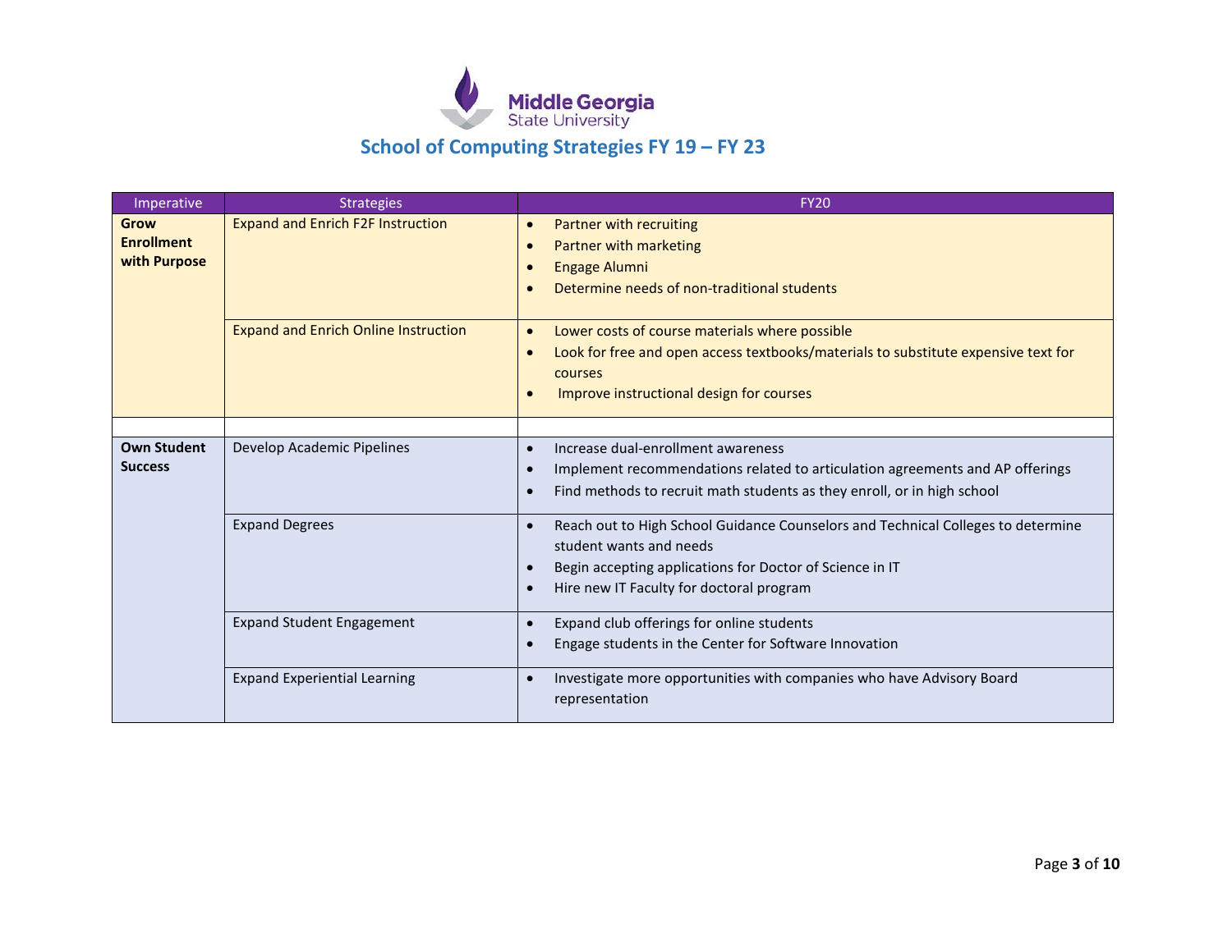Middle Georgia State University

# School of Computing Strategies FY 19 – FY 23

| Imperative | Strategies | FY20 |
|---|---|---|
| **Grow Enrollment with Purpose** | Expand and Enrich F2F Instruction | • Partner with recruiting<br>• Partner with marketing<br>• Engage Alumni<br>• Determine needs of non-traditional students |
| | Expand and Enrich Online Instruction | • Lower costs of course materials where possible<br>• Look for free and open access textbooks/materials to substitute expensive text for courses<br>• Improve instructional design for courses |
| | | |
| **Own Student Success** | Develop Academic Pipelines | • Increase dual-enrollment awareness<br>• Implement recommendations related to articulation agreements and AP offerings<br>• Find methods to recruit math students as they enroll, or in high school |
| | Expand Degrees | • Reach out to High School Guidance Counselors and Technical Colleges to determine student wants and needs<br>• Begin accepting applications for Doctor of Science in IT<br>• Hire new IT Faculty for doctoral program |
| | Expand Student Engagement | • Expand club offerings for online students<br>• Engage students in the Center for Software Innovation |
| | Expand Experiential Learning | • Investigate more opportunities with companies who have Advisory Board representation |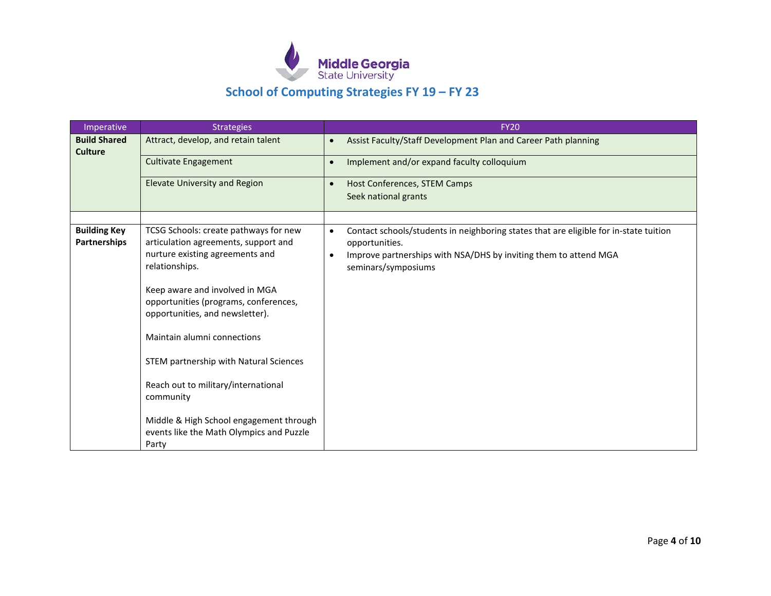Middle Georgia State University

## School of Computing Strategies FY 19 – FY 23

| Imperative | Strategies | FY20 |
|---|---|---|
| **Build Shared Culture** | Attract, develop, and retain talent | • Assist Faculty/Staff Development Plan and Career Path planning |
| | Cultivate Engagement | • Implement and/or expand faculty colloquium |
| | Elevate University and Region | • Host Conferences, STEM Camps<br>Seek national grants |
| | | |
| **Building Key Partnerships** | TCSG Schools: create pathways for new articulation agreements, support and nurture existing agreements and relationships.<br><br>Keep aware and involved in MGA opportunities (programs, conferences, opportunities, and newsletter).<br><br>Maintain alumni connections<br><br>STEM partnership with Natural Sciences<br><br>Reach out to military/international community<br><br>Middle & High School engagement through events like the Math Olympics and Puzzle Party | • Contact schools/students in neighboring states that are eligible for in-state tuition opportunities.<br>• Improve partnerships with NSA/DHS by inviting them to attend MGA seminars/symposiums |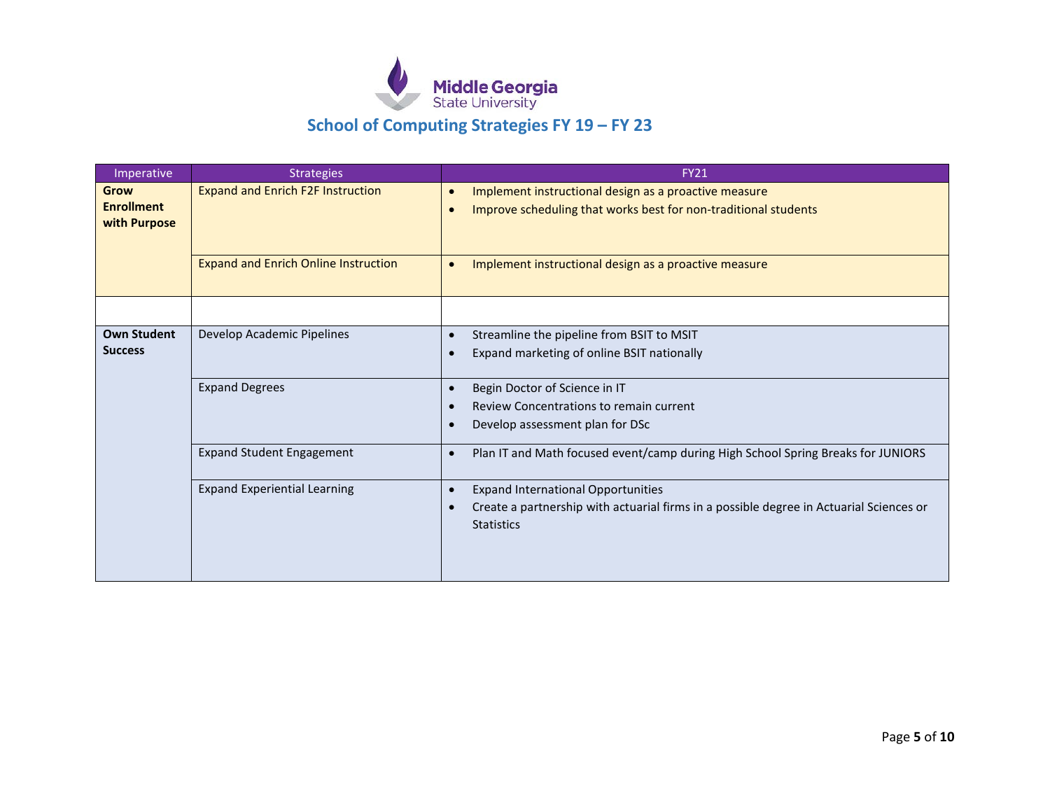Middle Georgia State University

## School of Computing Strategies FY 19 – FY 23

| Imperative | Strategies | FY21 |
| --- | --- | --- |
| **Grow Enrollment with Purpose** | Expand and Enrich F2F Instruction | • Implement instructional design as a proactive measure<br>• Improve scheduling that works best for non-traditional students |
| | Expand and Enrich Online Instruction | • Implement instructional design as a proactive measure |
| | | |
| **Own Student Success** | Develop Academic Pipelines | • Streamline the pipeline from BSIT to MSIT<br>• Expand marketing of online BSIT nationally |
| | Expand Degrees | • Begin Doctor of Science in IT<br>• Review Concentrations to remain current<br>• Develop assessment plan for DSc |
| | Expand Student Engagement | • Plan IT and Math focused event/camp during High School Spring Breaks for JUNIORS |
| | Expand Experiential Learning | • Expand International Opportunities<br>• Create a partnership with actuarial firms in a possible degree in Actuarial Sciences or Statistics |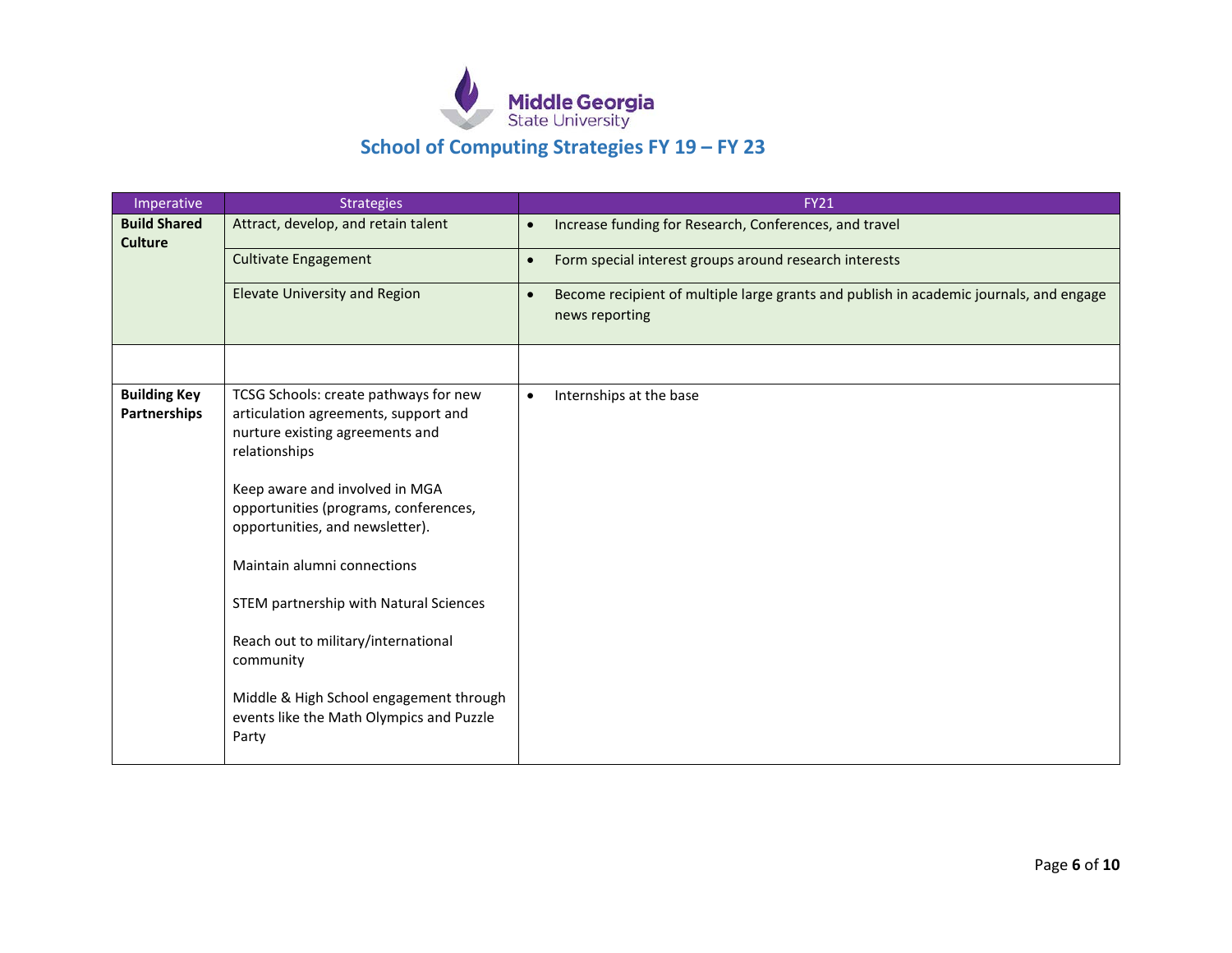Middle Georgia State University

# School of Computing Strategies FY 19 – FY 23

| Imperative | Strategies | FY21 |
|---|---|---|
| **Build Shared Culture** | Attract, develop, and retain talent | • Increase funding for Research, Conferences, and travel |
| | Cultivate Engagement | • Form special interest groups around research interests |
| | Elevate University and Region | • Become recipient of multiple large grants and publish in academic journals, and engage news reporting |
| | | |
| **Building Key Partnerships** | TCSG Schools: create pathways for new articulation agreements, support and nurture existing agreements and relationships<br><br>Keep aware and involved in MGA opportunities (programs, conferences, opportunities, and newsletter).<br><br>Maintain alumni connections<br><br>STEM partnership with Natural Sciences<br><br>Reach out to military/international community<br><br>Middle & High School engagement through events like the Math Olympics and Puzzle Party | • Internships at the base |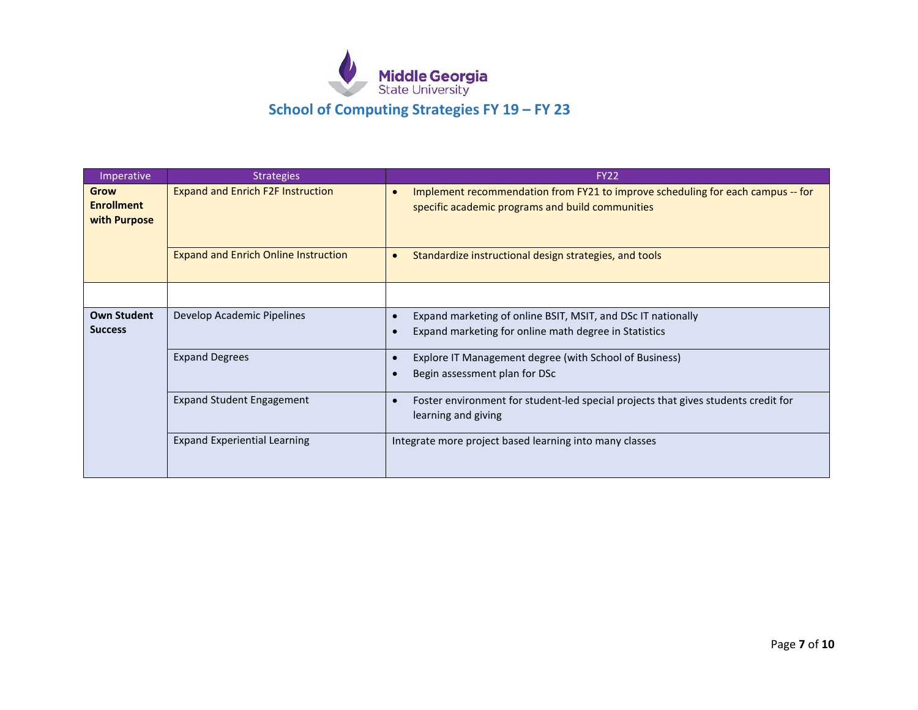Middle Georgia State University

# School of Computing Strategies FY 19 – FY 23

| Imperative | Strategies | FY22 |
| --- | --- | --- |
| **Grow Enrollment with Purpose** | Expand and Enrich F2F Instruction | • Implement recommendation from FY21 to improve scheduling for each campus -- for specific academic programs and build communities |
| | Expand and Enrich Online Instruction | • Standardize instructional design strategies, and tools |
| | | |
| **Own Student Success** | Develop Academic Pipelines | • Expand marketing of online BSIT, MSIT, and DSc IT nationally<br>• Expand marketing for online math degree in Statistics |
| | Expand Degrees | • Explore IT Management degree (with School of Business)<br>• Begin assessment plan for DSc |
| | Expand Student Engagement | • Foster environment for student-led special projects that gives students credit for learning and giving |
| | Expand Experiential Learning | Integrate more project based learning into many classes |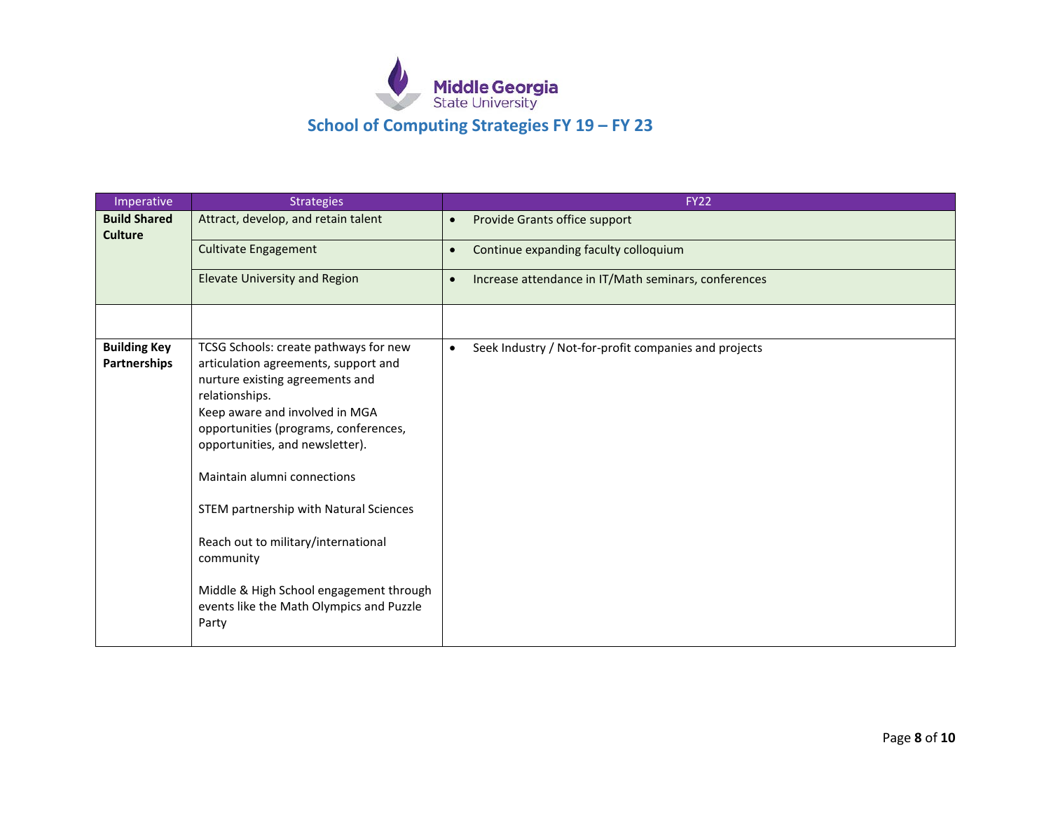# School of Computing Strategies FY 19 – FY 23

| Imperative | Strategies | FY22 |
|---|---|---|
| **Build Shared Culture** | Attract, develop, and retain talent | • Provide Grants office support |
| | Cultivate Engagement | • Continue expanding faculty colloquium |
| | Elevate University and Region | • Increase attendance in IT/Math seminars, conferences |
| | | |
| **Building Key Partnerships** | TCSG Schools: create pathways for new articulation agreements, support and nurture existing agreements and relationships.<br>Keep aware and involved in MGA opportunities (programs, conferences, opportunities, and newsletter).<br><br>Maintain alumni connections<br><br>STEM partnership with Natural Sciences<br><br>Reach out to military/international community<br><br>Middle & High School engagement through events like the Math Olympics and Puzzle Party | • Seek Industry / Not-for-profit companies and projects |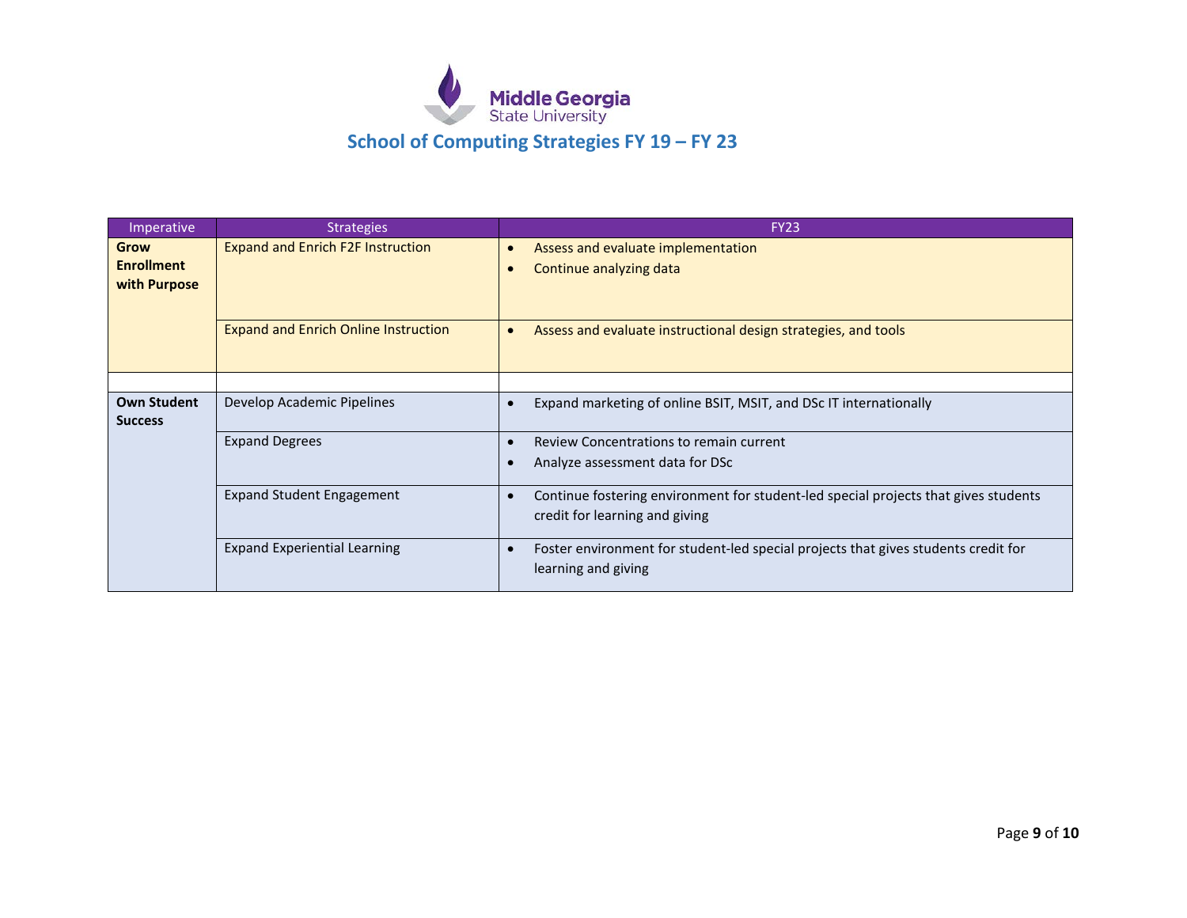Middle Georgia State University

# School of Computing Strategies FY 19 – FY 23

| Imperative | Strategies | FY23 |
|---|---|---|
| **Grow Enrollment with Purpose** | Expand and Enrich F2F Instruction | • Assess and evaluate implementation<br>• Continue analyzing data |
| | Expand and Enrich Online Instruction | • Assess and evaluate instructional design strategies, and tools |
| | | |
| **Own Student Success** | Develop Academic Pipelines | • Expand marketing of online BSIT, MSIT, and DSc IT internationally |
| | Expand Degrees | • Review Concentrations to remain current<br>• Analyze assessment data for DSc |
| | Expand Student Engagement | • Continue fostering environment for student-led special projects that gives students credit for learning and giving |
| | Expand Experiential Learning | • Foster environment for student-led special projects that gives students credit for learning and giving |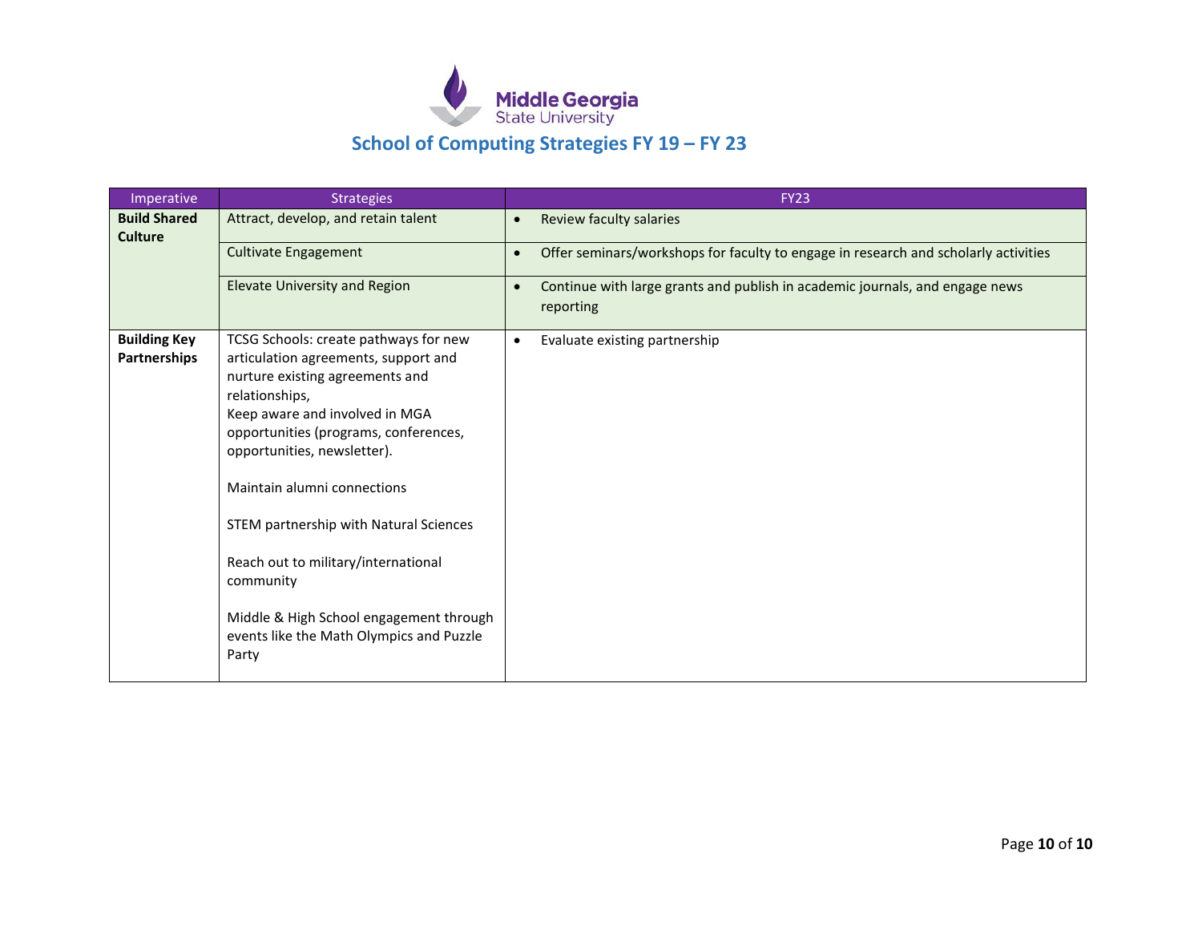# School of Computing Strategies FY 19 – FY 23

| Imperative | Strategies | FY23 |
| --- | --- | --- |
| **Build Shared Culture** | Attract, develop, and retain talent | • Review faculty salaries |
| | Cultivate Engagement | • Offer seminars/workshops for faculty to engage in research and scholarly activities |
| | Elevate University and Region | • Continue with large grants and publish in academic journals, and engage news reporting |
| **Building Key Partnerships** | TCSG Schools: create pathways for new articulation agreements, support and nurture existing agreements and relationships,<br>Keep aware and involved in MGA opportunities (programs, conferences, opportunities, newsletter).<br><br>Maintain alumni connections<br><br>STEM partnership with Natural Sciences<br><br>Reach out to military/international community<br><br>Middle & High School engagement through events like the Math Olympics and Puzzle Party | • Evaluate existing partnership |